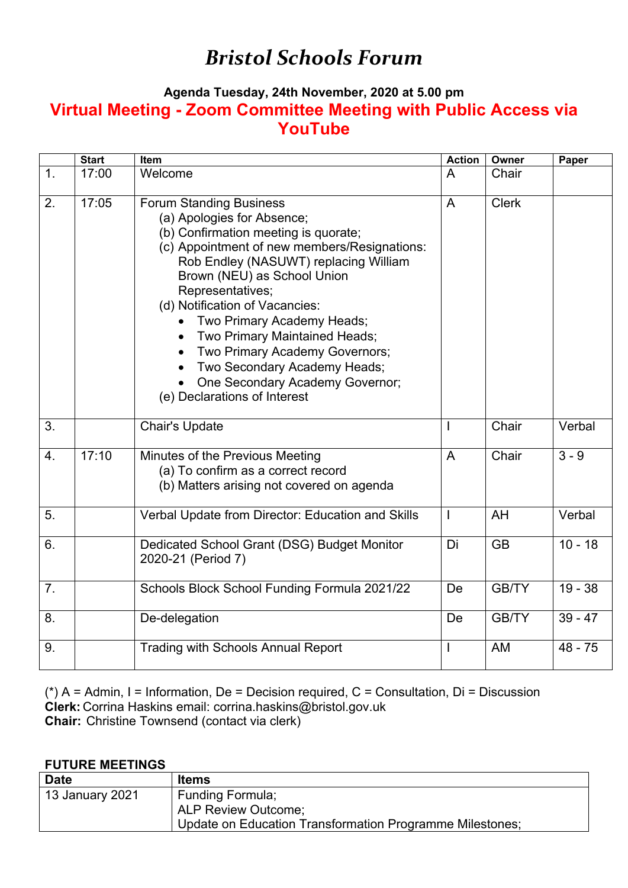# *Bristol Schools Forum*

**Agenda Tuesday, 24th November, 2020 at 5.00 pm**

## Virtual Meeting - Zoom Committee Meeting with Public Access via YouTube

| | Start | Item | Action | Owner | Paper |
|---|---|---|---|---|---|
| 1. | 17:00 | Welcome | A | Chair | |
| 2. | 17:05 | Forum Standing Business<br>(a) Apologies for Absence;<br>(b) Confirmation meeting is quorate;<br>(c) Appointment of new members/Resignations: Rob Endley (NASUWT) replacing William Brown (NEU) as School Union Representatives;<br>(d) Notification of Vacancies:<br>• Two Primary Academy Heads;<br>• Two Primary Maintained Heads;<br>• Two Primary Academy Governors;<br>• Two Secondary Academy Heads;<br>• One Secondary Academy Governor;<br>(e) Declarations of Interest | A | Clerk | |
| 3. | | Chair's Update | I | Chair | Verbal |
| 4. | 17:10 | Minutes of the Previous Meeting<br>(a) To confirm as a correct record<br>(b) Matters arising not covered on agenda | A | Chair | 3 - 9 |
| 5. | | Verbal Update from Director: Education and Skills | I | AH | Verbal |
| 6. | | Dedicated School Grant (DSG) Budget Monitor 2020-21 (Period 7) | Di | GB | 10 - 18 |
| 7. | | Schools Block School Funding Formula 2021/22 | De | GB/TY | 19 - 38 |
| 8. | | De-delegation | De | GB/TY | 39 - 47 |
| 9. | | Trading with Schools Annual Report | I | AM | 48 - 75 |

(*) A = Admin, I = Information, De = Decision required, C = Consultation, Di = Discussion
**Clerk:** Corrina Haskins email: corrina.haskins@bristol.gov.uk
**Chair:** Christine Townsend (contact via clerk)

**FUTURE MEETINGS**

| Date | Items |
|---|---|
| 13 January 2021 | Funding Formula;<br>ALP Review Outcome;<br>Update on Education Transformation Programme Milestones; |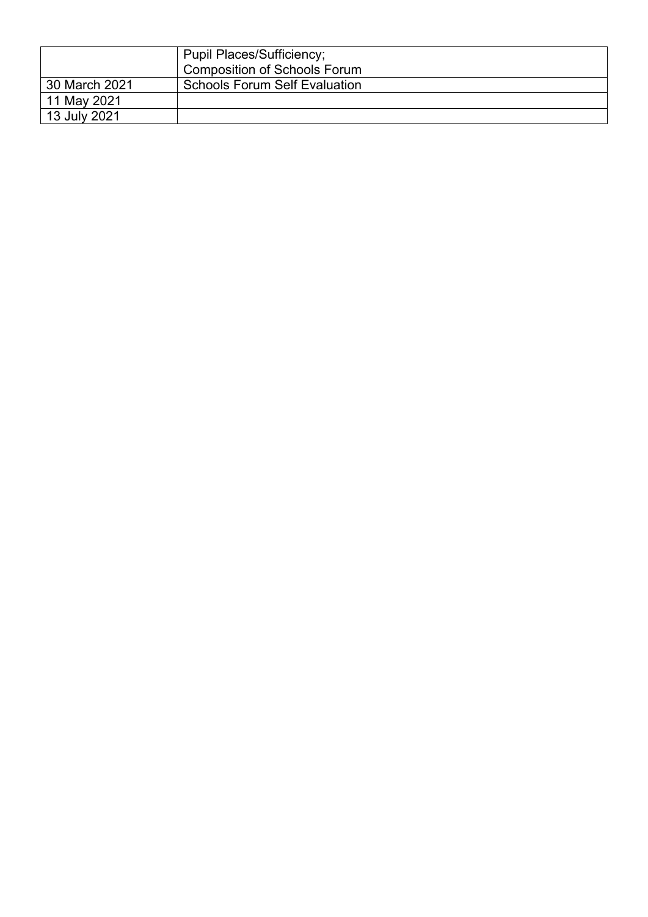| | |
|---|---|
| | Pupil Places/Sufficiency;<br>Composition of Schools Forum |
| 30 March 2021 | Schools Forum Self Evaluation |
| 11 May 2021 | |
| 13 July 2021 | |